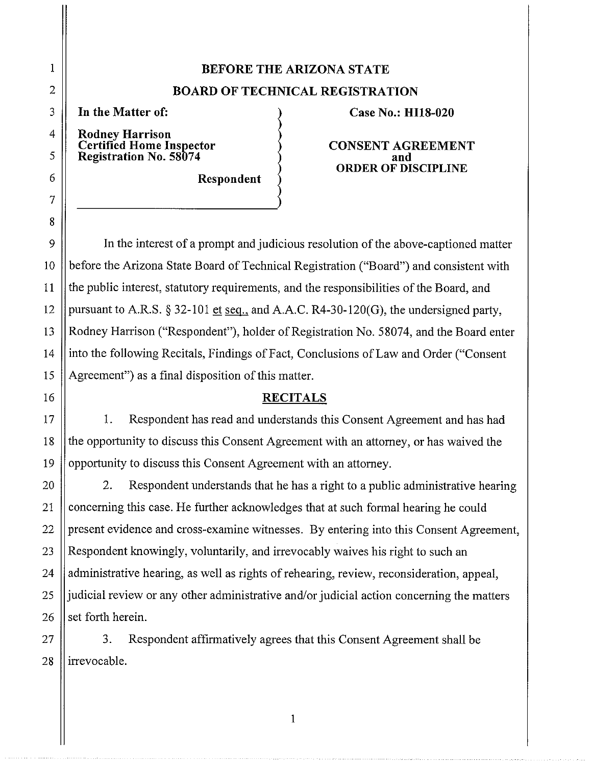**BEFORE THE ARIZONA STATE**
**BOARD OF TECHNICAL REGISTRATION**

**In the Matter of:**

**Rodney Harrison**
**Certified Home Inspector**
**Registration No. 58074**

**Respondent**

**Case No.: HI18-020**

**CONSENT AGREEMENT**
**and**
**ORDER OF DISCIPLINE**

In the interest of a prompt and judicious resolution of the above-captioned matter before the Arizona State Board of Technical Registration ("Board") and consistent with the public interest, statutory requirements, and the responsibilities of the Board, and pursuant to A.R.S. § 32-101 et seq., and A.A.C. R4-30-120(G), the undersigned party, Rodney Harrison ("Respondent"), holder of Registration No. 58074, and the Board enter into the following Recitals, Findings of Fact, Conclusions of Law and Order ("Consent Agreement") as a final disposition of this matter.

## RECITALS

1. Respondent has read and understands this Consent Agreement and has had the opportunity to discuss this Consent Agreement with an attorney, or has waived the opportunity to discuss this Consent Agreement with an attorney.

2. Respondent understands that he has a right to a public administrative hearing concerning this case. He further acknowledges that at such formal hearing he could present evidence and cross-examine witnesses. By entering into this Consent Agreement, Respondent knowingly, voluntarily, and irrevocably waives his right to such an administrative hearing, as well as rights of rehearing, review, reconsideration, appeal, judicial review or any other administrative and/or judicial action concerning the matters set forth herein.

3. Respondent affirmatively agrees that this Consent Agreement shall be irrevocable.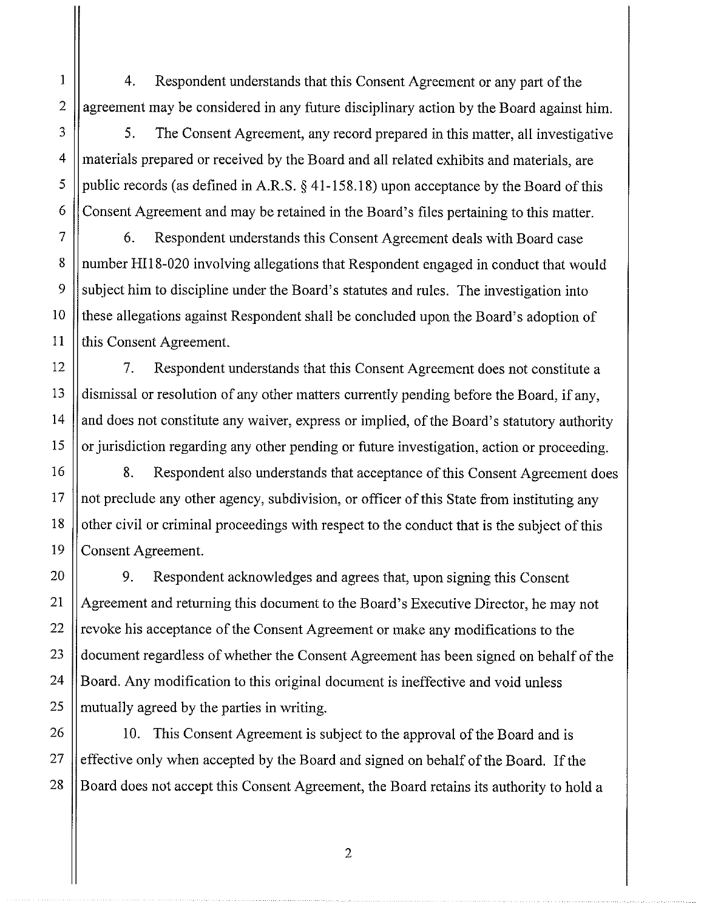4. Respondent understands that this Consent Agreement or any part of the agreement may be considered in any future disciplinary action by the Board against him.

5. The Consent Agreement, any record prepared in this matter, all investigative materials prepared or received by the Board and all related exhibits and materials, are public records (as defined in A.R.S. § 41-158.18) upon acceptance by the Board of this Consent Agreement and may be retained in the Board's files pertaining to this matter.

6. Respondent understands this Consent Agreement deals with Board case number HI18-020 involving allegations that Respondent engaged in conduct that would subject him to discipline under the Board's statutes and rules. The investigation into these allegations against Respondent shall be concluded upon the Board's adoption of this Consent Agreement.

7. Respondent understands that this Consent Agreement does not constitute a dismissal or resolution of any other matters currently pending before the Board, if any, and does not constitute any waiver, express or implied, of the Board's statutory authority or jurisdiction regarding any other pending or future investigation, action or proceeding.

8. Respondent also understands that acceptance of this Consent Agreement does not preclude any other agency, subdivision, or officer of this State from instituting any other civil or criminal proceedings with respect to the conduct that is the subject of this Consent Agreement.

9. Respondent acknowledges and agrees that, upon signing this Consent Agreement and returning this document to the Board's Executive Director, he may not revoke his acceptance of the Consent Agreement or make any modifications to the document regardless of whether the Consent Agreement has been signed on behalf of the Board. Any modification to this original document is ineffective and void unless mutually agreed by the parties in writing.

10. This Consent Agreement is subject to the approval of the Board and is effective only when accepted by the Board and signed on behalf of the Board. If the Board does not accept this Consent Agreement, the Board retains its authority to hold a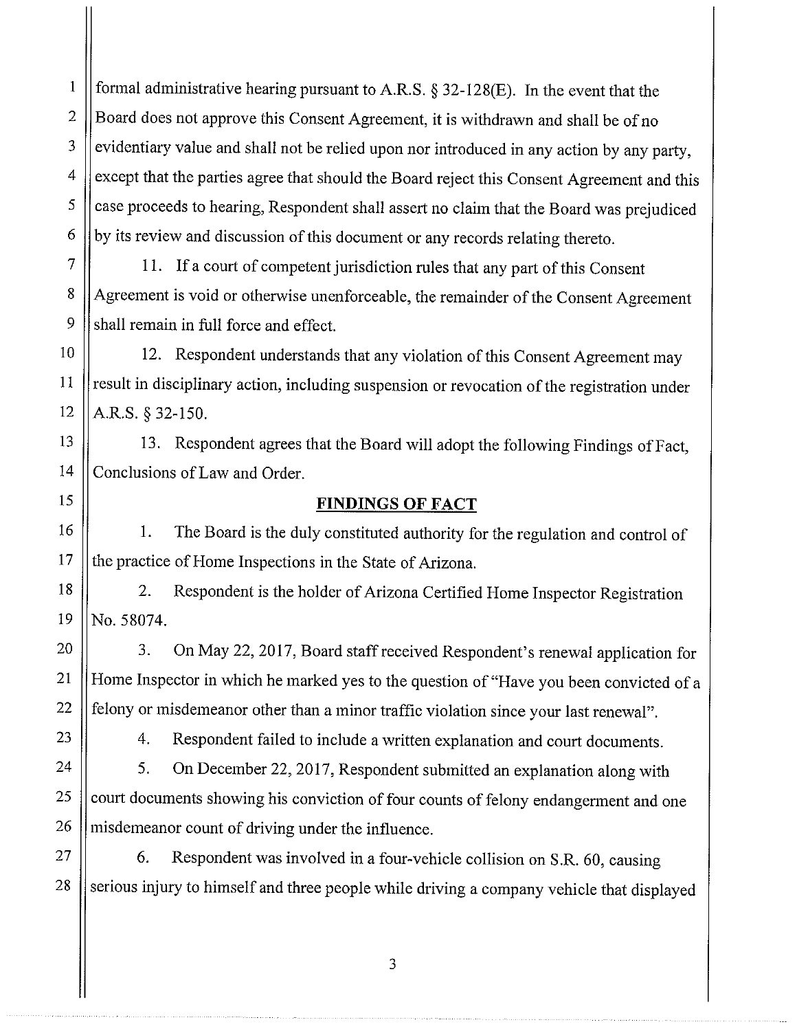formal administrative hearing pursuant to A.R.S. § 32-128(E). In the event that the Board does not approve this Consent Agreement, it is withdrawn and shall be of no evidentiary value and shall not be relied upon nor introduced in any action by any party, except that the parties agree that should the Board reject this Consent Agreement and this case proceeds to hearing, Respondent shall assert no claim that the Board was prejudiced by its review and discussion of this document or any records relating thereto.

11. If a court of competent jurisdiction rules that any part of this Consent Agreement is void or otherwise unenforceable, the remainder of the Consent Agreement shall remain in full force and effect.

12. Respondent understands that any violation of this Consent Agreement may result in disciplinary action, including suspension or revocation of the registration under A.R.S. § 32-150.

13. Respondent agrees that the Board will adopt the following Findings of Fact, Conclusions of Law and Order.

## FINDINGS OF FACT

1. The Board is the duly constituted authority for the regulation and control of the practice of Home Inspections in the State of Arizona.

2. Respondent is the holder of Arizona Certified Home Inspector Registration No. 58074.

3. On May 22, 2017, Board staff received Respondent's renewal application for Home Inspector in which he marked yes to the question of "Have you been convicted of a felony or misdemeanor other than a minor traffic violation since your last renewal".

4. Respondent failed to include a written explanation and court documents.

5. On December 22, 2017, Respondent submitted an explanation along with court documents showing his conviction of four counts of felony endangerment and one misdemeanor count of driving under the influence.

6. Respondent was involved in a four-vehicle collision on S.R. 60, causing serious injury to himself and three people while driving a company vehicle that displayed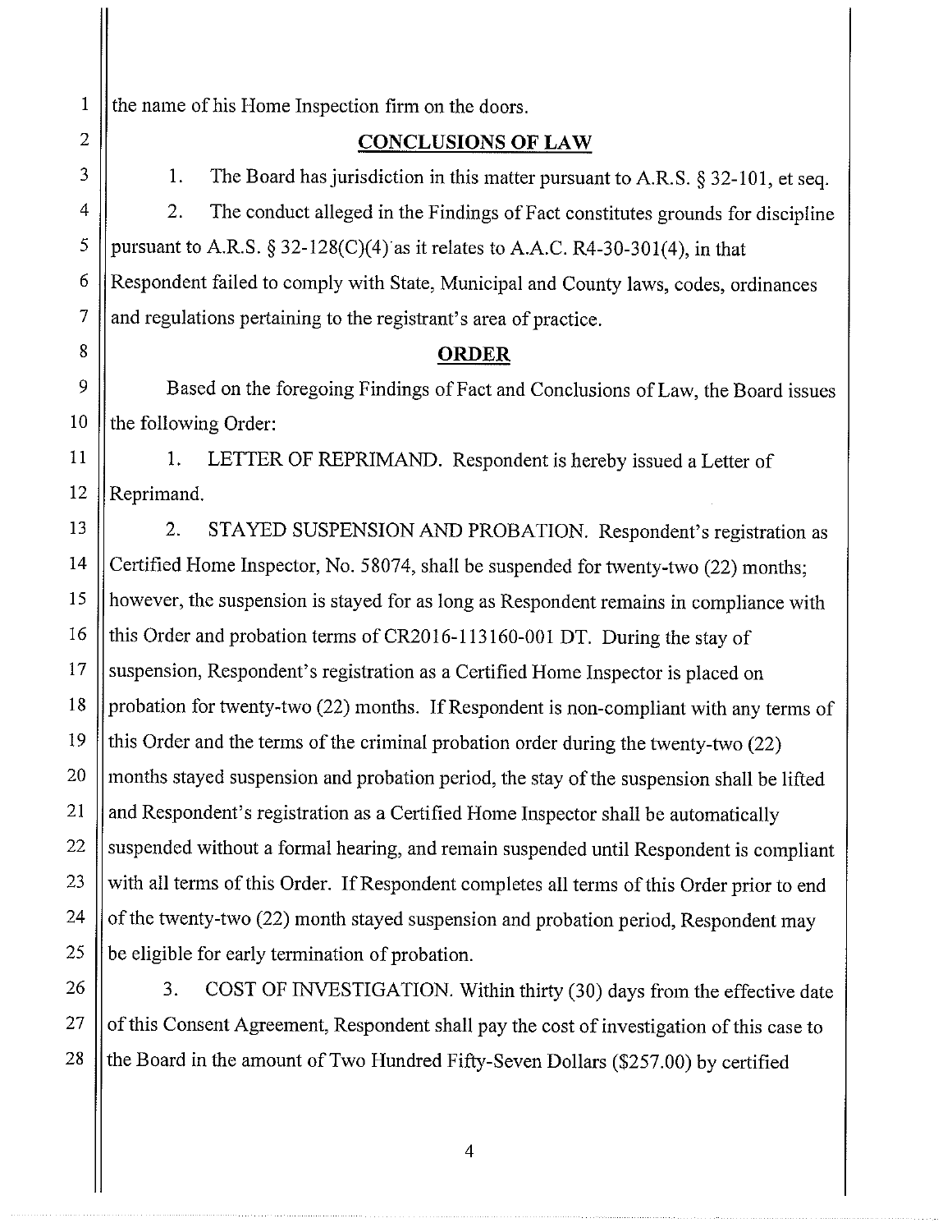the name of his Home Inspection firm on the doors.

## CONCLUSIONS OF LAW

1. The Board has jurisdiction in this matter pursuant to A.R.S. § 32-101, et seq.

2. The conduct alleged in the Findings of Fact constitutes grounds for discipline pursuant to A.R.S. § 32-128(C)(4) as it relates to A.A.C. R4-30-301(4), in that Respondent failed to comply with State, Municipal and County laws, codes, ordinances and regulations pertaining to the registrant's area of practice.

## ORDER

Based on the foregoing Findings of Fact and Conclusions of Law, the Board issues the following Order:

1. LETTER OF REPRIMAND. Respondent is hereby issued a Letter of Reprimand.

2. STAYED SUSPENSION AND PROBATION. Respondent's registration as Certified Home Inspector, No. 58074, shall be suspended for twenty-two (22) months; however, the suspension is stayed for as long as Respondent remains in compliance with this Order and probation terms of CR2016-113160-001 DT. During the stay of suspension, Respondent's registration as a Certified Home Inspector is placed on probation for twenty-two (22) months. If Respondent is non-compliant with any terms of this Order and the terms of the criminal probation order during the twenty-two (22) months stayed suspension and probation period, the stay of the suspension shall be lifted and Respondent's registration as a Certified Home Inspector shall be automatically suspended without a formal hearing, and remain suspended until Respondent is compliant with all terms of this Order. If Respondent completes all terms of this Order prior to end of the twenty-two (22) month stayed suspension and probation period, Respondent may be eligible for early termination of probation.

3. COST OF INVESTIGATION. Within thirty (30) days from the effective date of this Consent Agreement, Respondent shall pay the cost of investigation of this case to the Board in the amount of Two Hundred Fifty-Seven Dollars ($257.00) by certified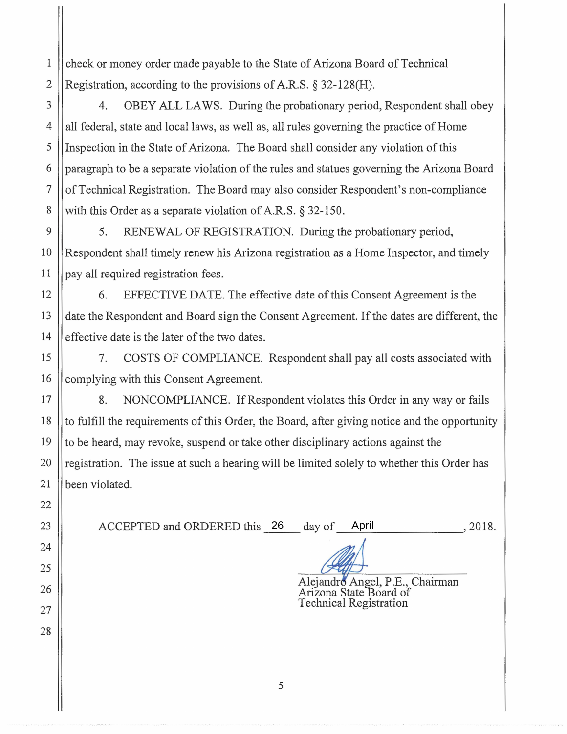check or money order made payable to the State of Arizona Board of Technical Registration, according to the provisions of A.R.S. § 32-128(H).

4. OBEY ALL LAWS. During the probationary period, Respondent shall obey all federal, state and local laws, as well as, all rules governing the practice of Home Inspection in the State of Arizona. The Board shall consider any violation of this paragraph to be a separate violation of the rules and statues governing the Arizona Board of Technical Registration. The Board may also consider Respondent's non-compliance with this Order as a separate violation of A.R.S. § 32-150.

5. RENEWAL OF REGISTRATION. During the probationary period, Respondent shall timely renew his Arizona registration as a Home Inspector, and timely pay all required registration fees.

6. EFFECTIVE DATE. The effective date of this Consent Agreement is the date the Respondent and Board sign the Consent Agreement. If the dates are different, the effective date is the later of the two dates.

7. COSTS OF COMPLIANCE. Respondent shall pay all costs associated with complying with this Consent Agreement.

8. NONCOMPLIANCE. If Respondent violates this Order in any way or fails to fulfill the requirements of this Order, the Board, after giving notice and the opportunity to be heard, may revoke, suspend or take other disciplinary actions against the registration. The issue at such a hearing will be limited solely to whether this Order has been violated.

ACCEPTED and ORDERED this 26 day of April, 2018.

Alejandro Angel, P.E., Chairman
Arizona State Board of
Technical Registration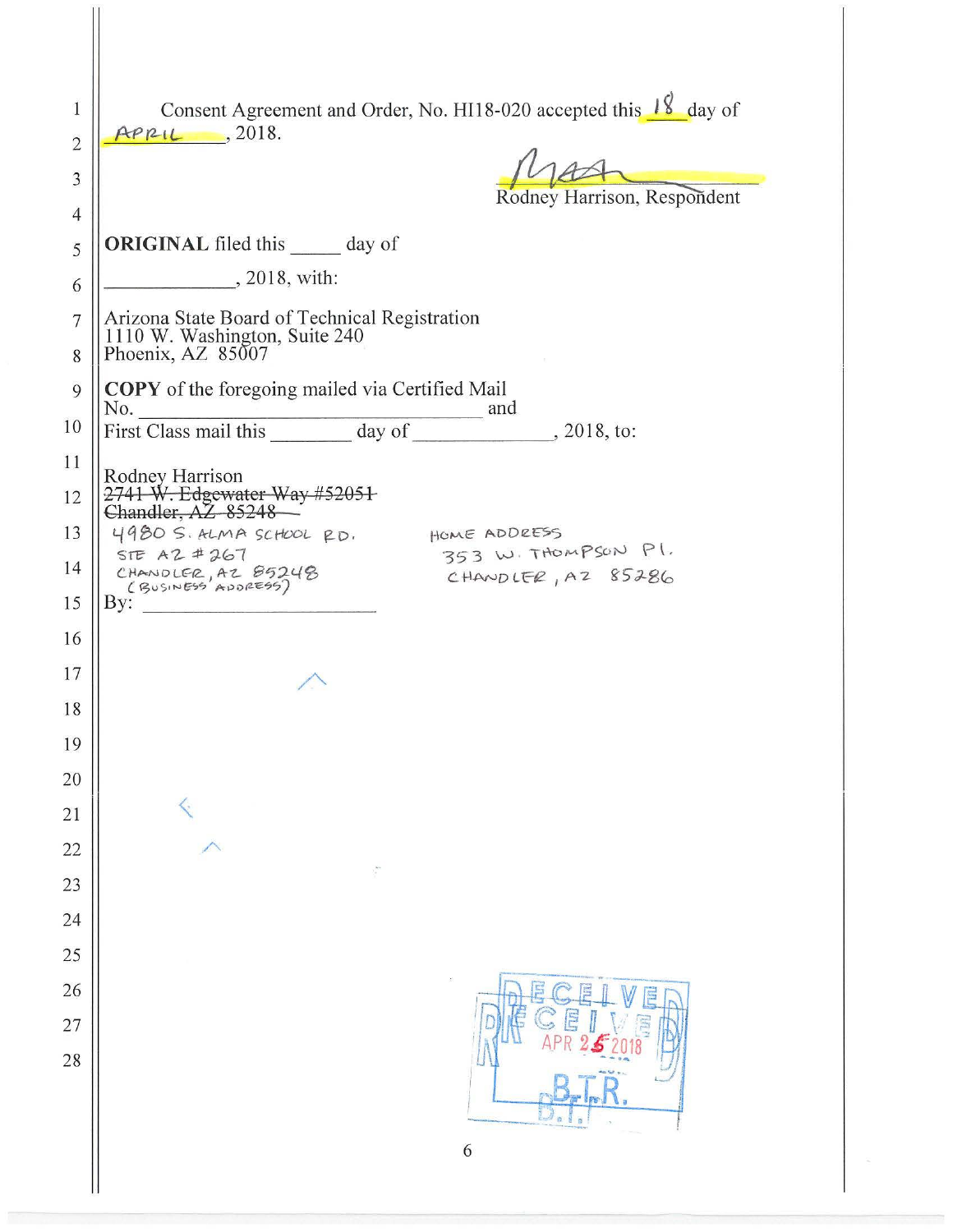Consent Agreement and Order, No. HI18-020 accepted this 18 day of APRIL, 2018.

Rodney Harrison, Respondent

**ORIGINAL** filed this _____ day of _____________, 2018, with:

Arizona State Board of Technical Registration
1110 W. Washington, Suite 240
Phoenix, AZ 85007

**COPY** of the foregoing mailed via Certified Mail No. _________________________________ and First Class mail this ________ day of _____________, 2018, to:

Rodney Harrison
~~2741 W. Edgewater Way #52051~~
~~Chandler, AZ 85248~~
4980 S. ALMA SCHOOL RD.
STE A2 #267
CHANDLER, AZ 85248
(BUSINESS ADDRESS)

HOME ADDRESS
353 W. THOMPSON PL.
CHANDLER, AZ 85286

By: _______________________

RECEIVED
APR 25 2018
B.T.R.